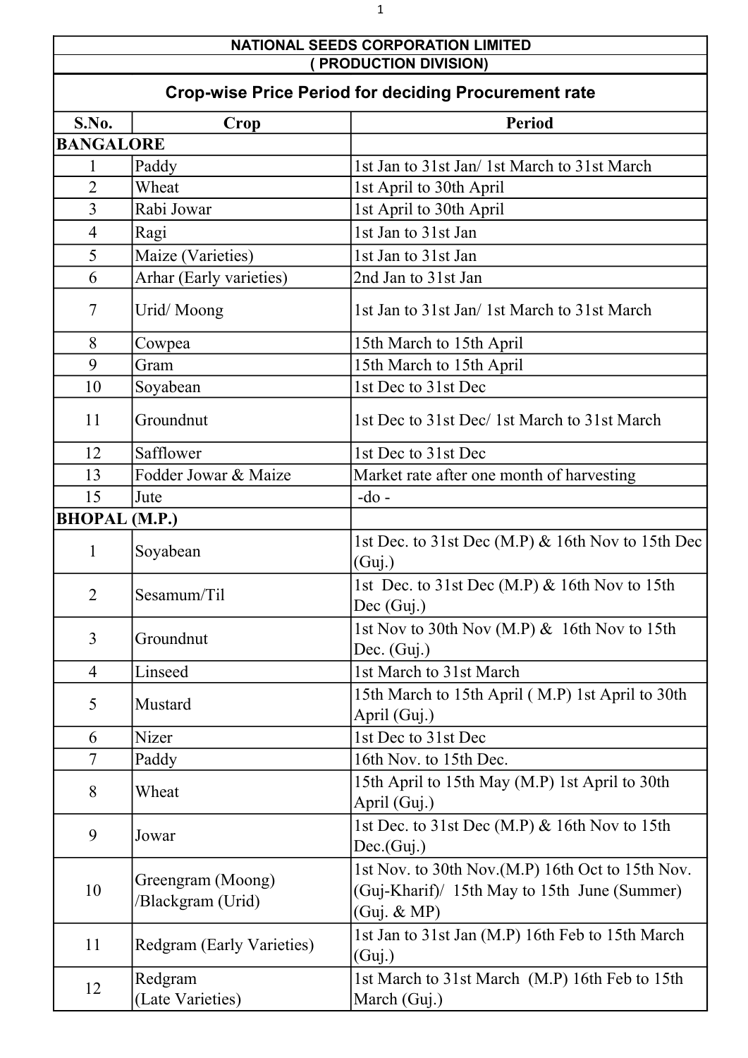| NATIONAL SEEDS CORPORATION LIMITED | | |
|---|---|---|
| ( PRODUCTION DIVISION) | | |
| **Crop-wise Price Period for deciding Procurement rate** | | |
| **S.No.** | **Crop** | **Period** |
| **BANGALORE** | | |
| 1 | Paddy | 1st Jan to 31st Jan/ 1st March to 31st March |
| 2 | Wheat | 1st April to 30th April |
| 3 | Rabi Jowar | 1st April to 30th April |
| 4 | Ragi | 1st Jan to 31st Jan |
| 5 | Maize (Varieties) | 1st Jan to 31st Jan |
| 6 | Arhar (Early varieties) | 2nd Jan to 31st Jan |
| 7 | Urid/ Moong | 1st Jan to 31st Jan/ 1st March to 31st March |
| 8 | Cowpea | 15th March to 15th April |
| 9 | Gram | 15th March to 15th April |
| 10 | Soyabean | 1st Dec to 31st Dec |
| 11 | Groundnut | 1st Dec to 31st Dec/ 1st March to 31st March |
| 12 | Safflower | 1st Dec to 31st Dec |
| 13 | Fodder Jowar & Maize | Market rate after one month of harvesting |
| 15 | Jute | -do - |
| **BHOPAL (M.P.)** | | |
| 1 | Soyabean | 1st Dec. to 31st Dec (M.P) & 16th Nov to 15th Dec (Guj.) |
| 2 | Sesamum/Til | 1st Dec. to 31st Dec (M.P) & 16th Nov to 15th Dec (Guj.) |
| 3 | Groundnut | 1st Nov to 30th Nov (M.P) & 16th Nov to 15th Dec. (Guj.) |
| 4 | Linseed | 1st March to 31st March |
| 5 | Mustard | 15th March to 15th April ( M.P) 1st April to 30th April (Guj.) |
| 6 | Nizer | 1st Dec to 31st Dec |
| 7 | Paddy | 16th Nov. to 15th Dec. |
| 8 | Wheat | 15th April to 15th May (M.P) 1st April to 30th April (Guj.) |
| 9 | Jowar | 1st Dec. to 31st Dec (M.P) & 16th Nov to 15th Dec.(Guj.) |
| 10 | Greengram (Moong) /Blackgram (Urid) | 1st Nov. to 30th Nov.(M.P) 16th Oct to 15th Nov. (Guj-Kharif)/ 15th May to 15th June (Summer) (Guj. & MP) |
| 11 | Redgram (Early Varieties) | 1st Jan to 31st Jan (M.P) 16th Feb to 15th March (Guj.) |
| 12 | Redgram (Late Varieties) | 1st March to 31st March (M.P) 16th Feb to 15th March (Guj.) |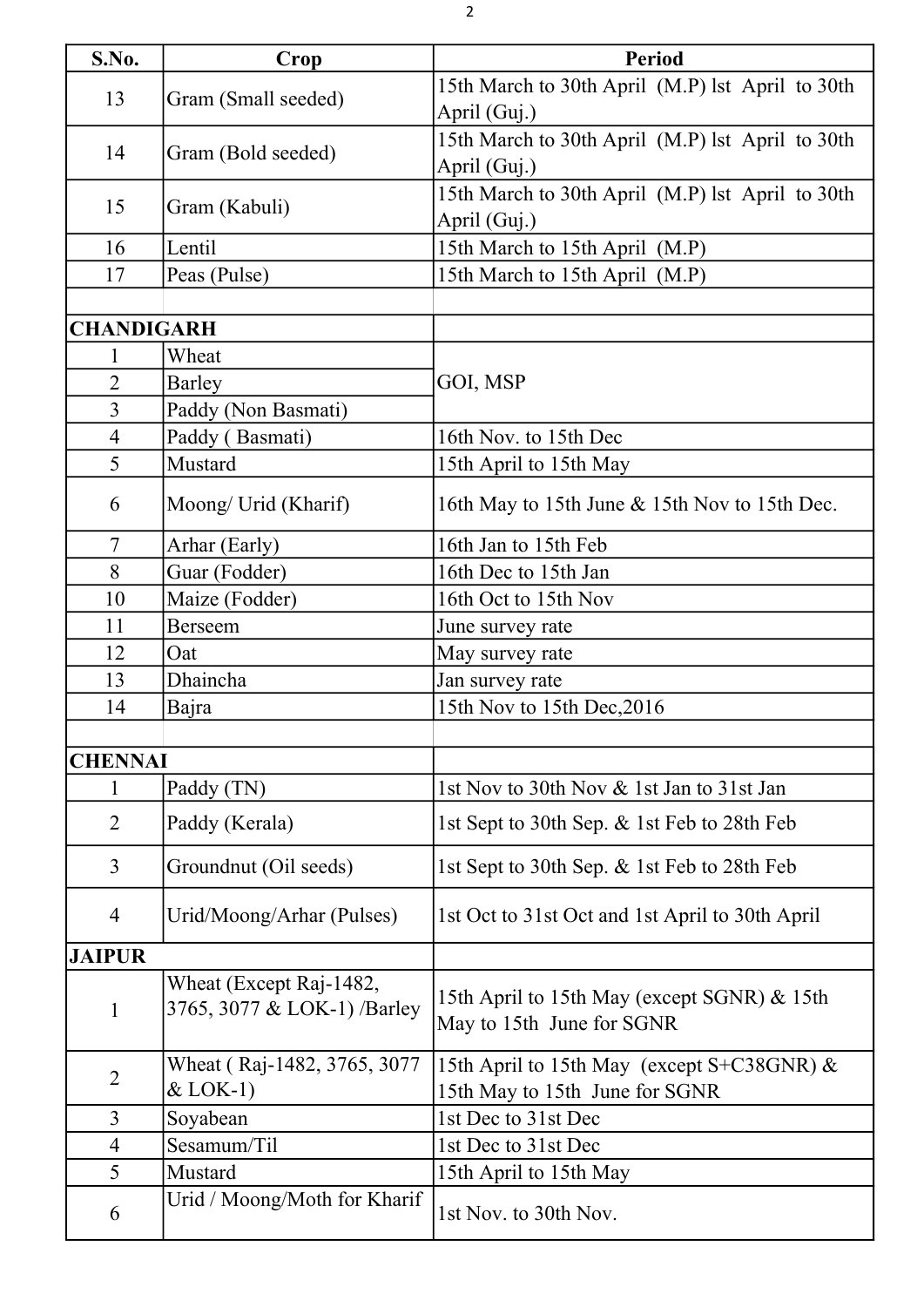| S.No. | Crop | Period |
|---|---|---|
| 13 | Gram (Small seeded) | 15th March to 30th April (M.P) lst April to 30th April (Guj.) |
| 14 | Gram (Bold seeded) | 15th March to 30th April (M.P) lst April to 30th April (Guj.) |
| 15 | Gram (Kabuli) | 15th March to 30th April (M.P) lst April to 30th April (Guj.) |
| 16 | Lentil | 15th March to 15th April (M.P) |
| 17 | Peas (Pulse) | 15th March to 15th April (M.P) |
| | | |
| **CHANDIGARH** | | |
| 1 | Wheat | GOI, MSP |
| 2 | Barley | |
| 3 | Paddy (Non Basmati) | |
| 4 | Paddy ( Basmati) | 16th Nov. to 15th Dec |
| 5 | Mustard | 15th April to 15th May |
| 6 | Moong/ Urid (Kharif) | 16th May to 15th June & 15th Nov to 15th Dec. |
| 7 | Arhar (Early) | 16th Jan to 15th Feb |
| 8 | Guar (Fodder) | 16th Dec to 15th Jan |
| 10 | Maize (Fodder) | 16th Oct to 15th Nov |
| 11 | Berseem | June survey rate |
| 12 | Oat | May survey rate |
| 13 | Dhaincha | Jan survey rate |
| 14 | Bajra | 15th Nov to 15th Dec,2016 |
| | | |
| **CHENNAI** | | |
| 1 | Paddy (TN) | 1st Nov to 30th Nov & 1st Jan to 31st Jan |
| 2 | Paddy (Kerala) | 1st Sept to 30th Sep. & 1st Feb to 28th Feb |
| 3 | Groundnut (Oil seeds) | 1st Sept to 30th Sep. & 1st Feb to 28th Feb |
| 4 | Urid/Moong/Arhar (Pulses) | 1st Oct to 31st Oct and 1st April to 30th April |
| **JAIPUR** | | |
| 1 | Wheat (Except Raj-1482, 3765, 3077 & LOK-1) /Barley | 15th April to 15th May (except SGNR) & 15th May to 15th June for SGNR |
| 2 | Wheat ( Raj-1482, 3765, 3077 & LOK-1) | 15th April to 15th May (except S+C38GNR) & 15th May to 15th June for SGNR |
| 3 | Soyabean | 1st Dec to 31st Dec |
| 4 | Sesamum/Til | 1st Dec to 31st Dec |
| 5 | Mustard | 15th April to 15th May |
| 6 | Urid / Moong/Moth for Kharif | 1st Nov. to 30th Nov. |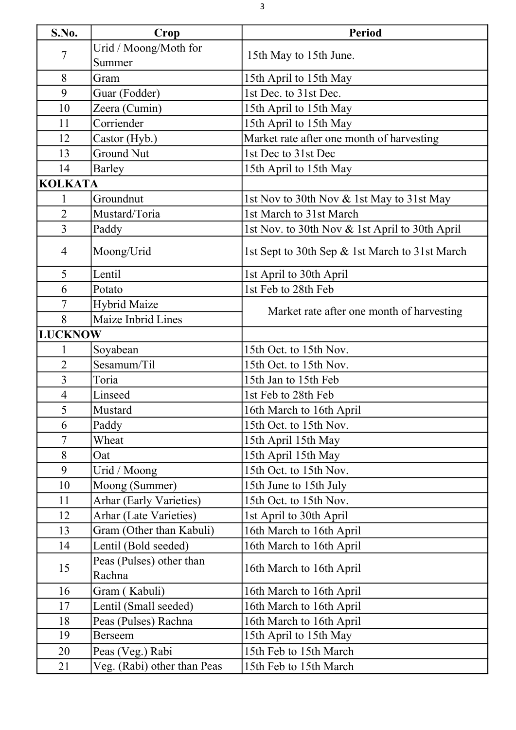| S.No. | Crop | Period |
|---|---|---|
| 7 | Urid / Moong/Moth for Summer | 15th May to 15th June. |
| 8 | Gram | 15th April to 15th May |
| 9 | Guar (Fodder) | 1st Dec. to 31st Dec. |
| 10 | Zeera (Cumin) | 15th April to 15th May |
| 11 | Corriender | 15th April to 15th May |
| 12 | Castor (Hyb.) | Market rate after one month of harvesting |
| 13 | Ground Nut | 1st Dec to 31st Dec |
| 14 | Barley | 15th April to 15th May |
| **KOLKATA** | | |
| 1 | Groundnut | 1st Nov to 30th Nov & 1st May to 31st May |
| 2 | Mustard/Toria | 1st March to 31st March |
| 3 | Paddy | 1st Nov. to 30th Nov & 1st April to 30th April |
| 4 | Moong/Urid | 1st Sept to 30th Sep & 1st March to 31st March |
| 5 | Lentil | 1st April to 30th April |
| 6 | Potato | 1st Feb to 28th Feb |
| 7 | Hybrid Maize | Market rate after one month of harvesting |
| 8 | Maize Inbrid Lines | |
| **LUCKNOW** | | |
| 1 | Soyabean | 15th Oct. to 15th Nov. |
| 2 | Sesamum/Til | 15th Oct. to 15th Nov. |
| 3 | Toria | 15th Jan to 15th Feb |
| 4 | Linseed | 1st Feb to 28th Feb |
| 5 | Mustard | 16th March to 16th April |
| 6 | Paddy | 15th Oct. to 15th Nov. |
| 7 | Wheat | 15th April 15th May |
| 8 | Oat | 15th April 15th May |
| 9 | Urid / Moong | 15th Oct. to 15th Nov. |
| 10 | Moong (Summer) | 15th June to 15th July |
| 11 | Arhar (Early Varieties) | 15th Oct. to 15th Nov. |
| 12 | Arhar (Late Varieties) | 1st April to 30th April |
| 13 | Gram (Other than Kabuli) | 16th March to 16th April |
| 14 | Lentil (Bold seeded) | 16th March to 16th April |
| 15 | Peas (Pulses) other than Rachna | 16th March to 16th April |
| 16 | Gram ( Kabuli) | 16th March to 16th April |
| 17 | Lentil (Small seeded) | 16th March to 16th April |
| 18 | Peas (Pulses) Rachna | 16th March to 16th April |
| 19 | Berseem | 15th April to 15th May |
| 20 | Peas (Veg.) Rabi | 15th Feb to 15th March |
| 21 | Veg. (Rabi) other than Peas | 15th Feb to 15th March |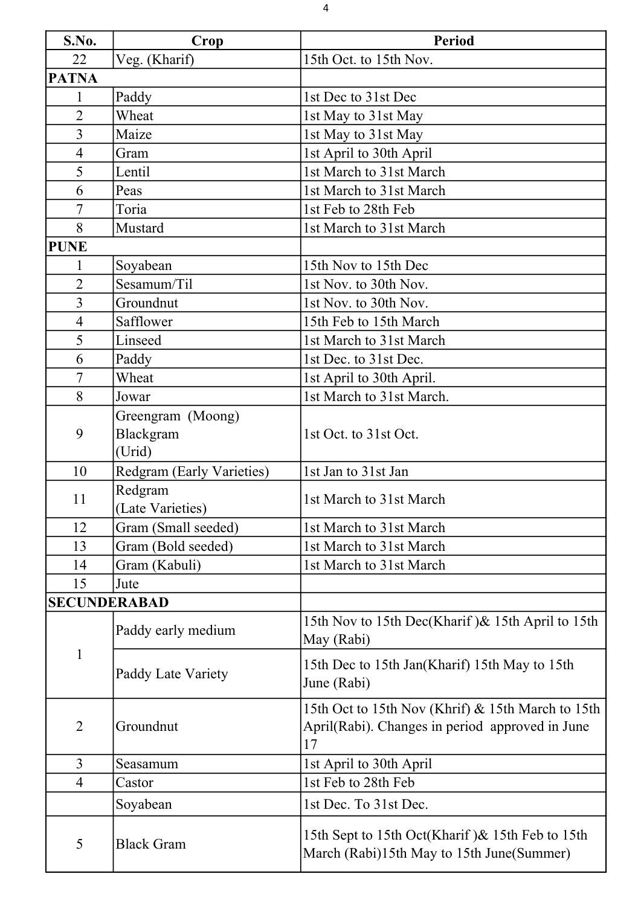| S.No. | Crop | Period |
|---|---|---|
| 22 | Veg. (Kharif) | 15th Oct. to 15th Nov. |
| **PATNA** | | |
| 1 | Paddy | 1st Dec to 31st Dec |
| 2 | Wheat | 1st May to 31st May |
| 3 | Maize | 1st May to 31st May |
| 4 | Gram | 1st April to 30th April |
| 5 | Lentil | 1st March to 31st March |
| 6 | Peas | 1st March to 31st March |
| 7 | Toria | 1st Feb to 28th Feb |
| 8 | Mustard | 1st March to 31st March |
| **PUNE** | | |
| 1 | Soyabean | 15th Nov to 15th Dec |
| 2 | Sesamum/Til | 1st Nov. to 30th Nov. |
| 3 | Groundnut | 1st Nov. to 30th Nov. |
| 4 | Safflower | 15th Feb to 15th March |
| 5 | Linseed | 1st March to 31st March |
| 6 | Paddy | 1st Dec. to 31st Dec. |
| 7 | Wheat | 1st April to 30th April. |
| 8 | Jowar | 1st March to 31st March. |
| 9 | Greengram (Moong) Blackgram (Urid) | 1st Oct. to 31st Oct. |
| 10 | Redgram (Early Varieties) | 1st Jan to 31st Jan |
| 11 | Redgram (Late Varieties) | 1st March to 31st March |
| 12 | Gram (Small seeded) | 1st March to 31st March |
| 13 | Gram (Bold seeded) | 1st March to 31st March |
| 14 | Gram (Kabuli) | 1st March to 31st March |
| 15 | Jute | |
| **SECUNDERABAD** | | |
| 1 | Paddy early medium | 15th Nov to 15th Dec(Kharif )& 15th April to 15th May (Rabi) |
| | Paddy Late Variety | 15th Dec to 15th Jan(Kharif) 15th May to 15th June (Rabi) |
| 2 | Groundnut | 15th Oct to 15th Nov (Khrif) & 15th March to 15th April(Rabi). Changes in period approved in June 17 |
| 3 | Seasamum | 1st April to 30th April |
| 4 | Castor | 1st Feb to 28th Feb |
| | Soyabean | 1st Dec. To 31st Dec. |
| 5 | Black Gram | 15th Sept to 15th Oct(Kharif )& 15th Feb to 15th March (Rabi)15th May to 15th June(Summer) |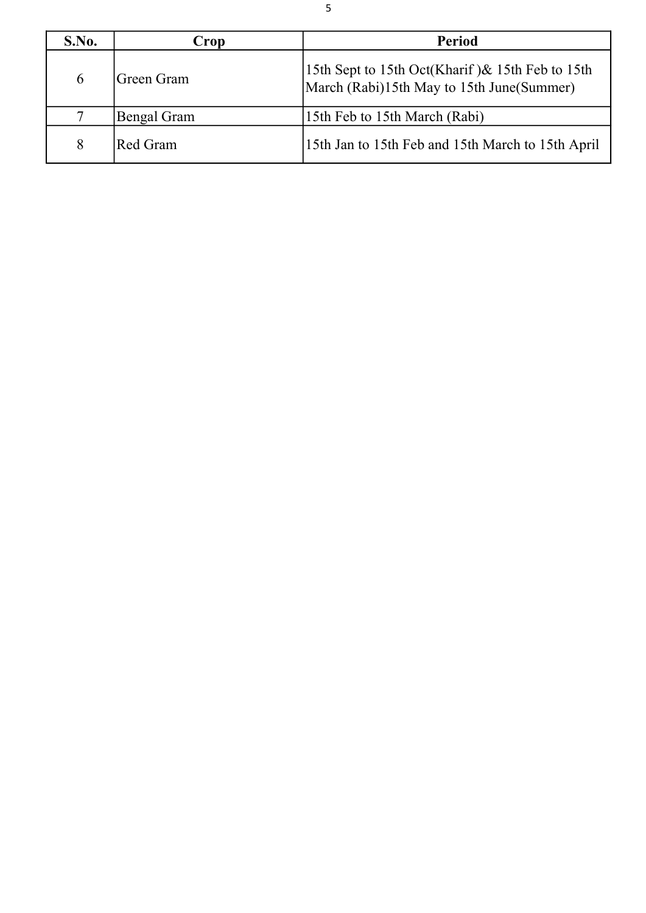| S.No. | Crop | Period |
| --- | --- | --- |
| 6 | Green Gram | 15th Sept to 15th Oct(Kharif )& 15th Feb to 15th March (Rabi)15th May to 15th June(Summer) |
| 7 | Bengal Gram | 15th Feb to 15th March (Rabi) |
| 8 | Red Gram | 15th Jan to 15th Feb and 15th March to 15th April |